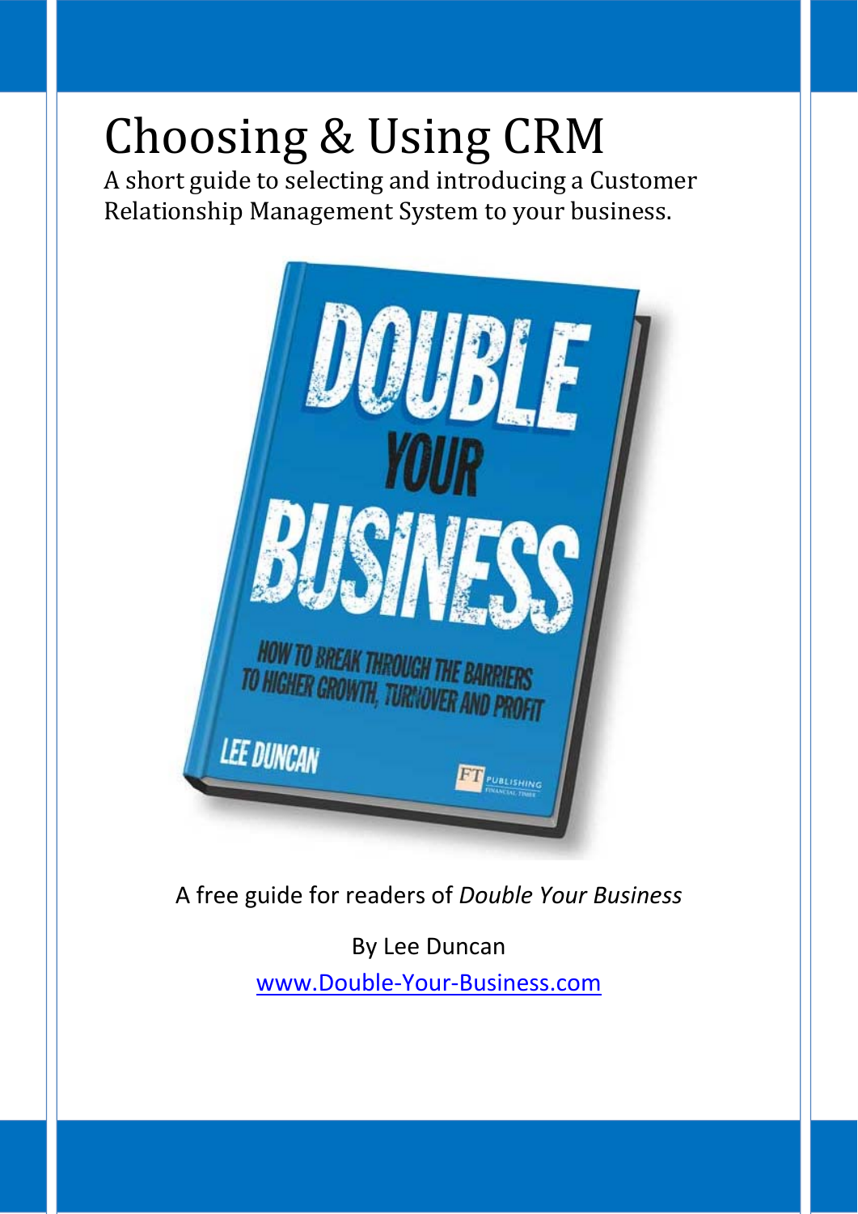# Choosing & Using CRM

A short guide to selecting and introducing a Customer Relationship Management System to your business.

A free guide for readers of *Double Your Business*

By Lee Duncan

www.Double-Your-Business.com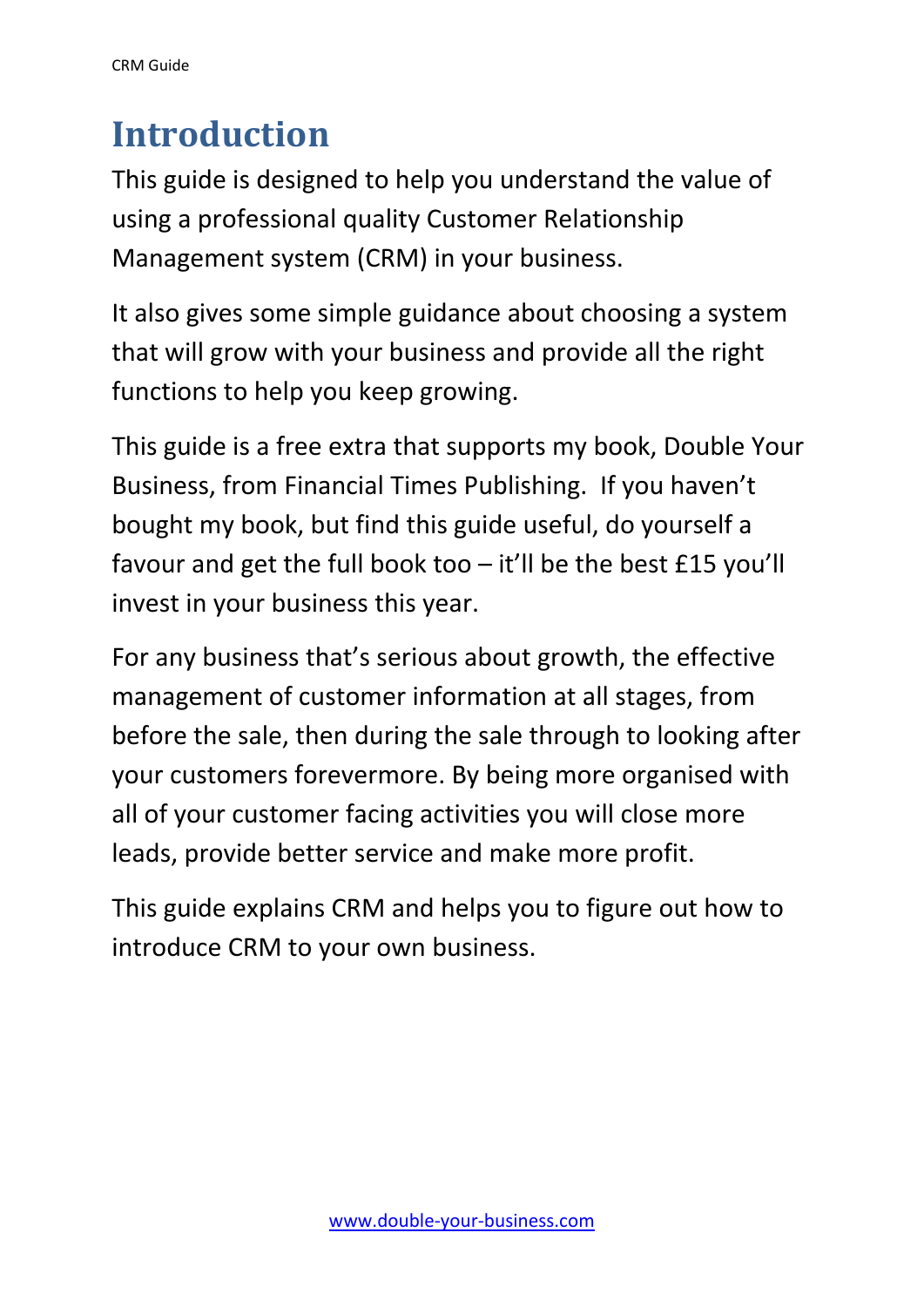# Introduction

This guide is designed to help you understand the value of using a professional quality Customer Relationship Management system (CRM) in your business.

It also gives some simple guidance about choosing a system that will grow with your business and provide all the right functions to help you keep growing.

This guide is a free extra that supports my book, Double Your Business, from Financial Times Publishing.  If you haven't bought my book, but find this guide useful, do yourself a favour and get the full book too – it'll be the best £15 you'll invest in your business this year.

For any business that's serious about growth, the effective management of customer information at all stages, from before the sale, then during the sale through to looking after your customers forevermore. By being more organised with all of your customer facing activities you will close more leads, provide better service and make more profit.

This guide explains CRM and helps you to figure out how to introduce CRM to your own business.

www.double-your-business.com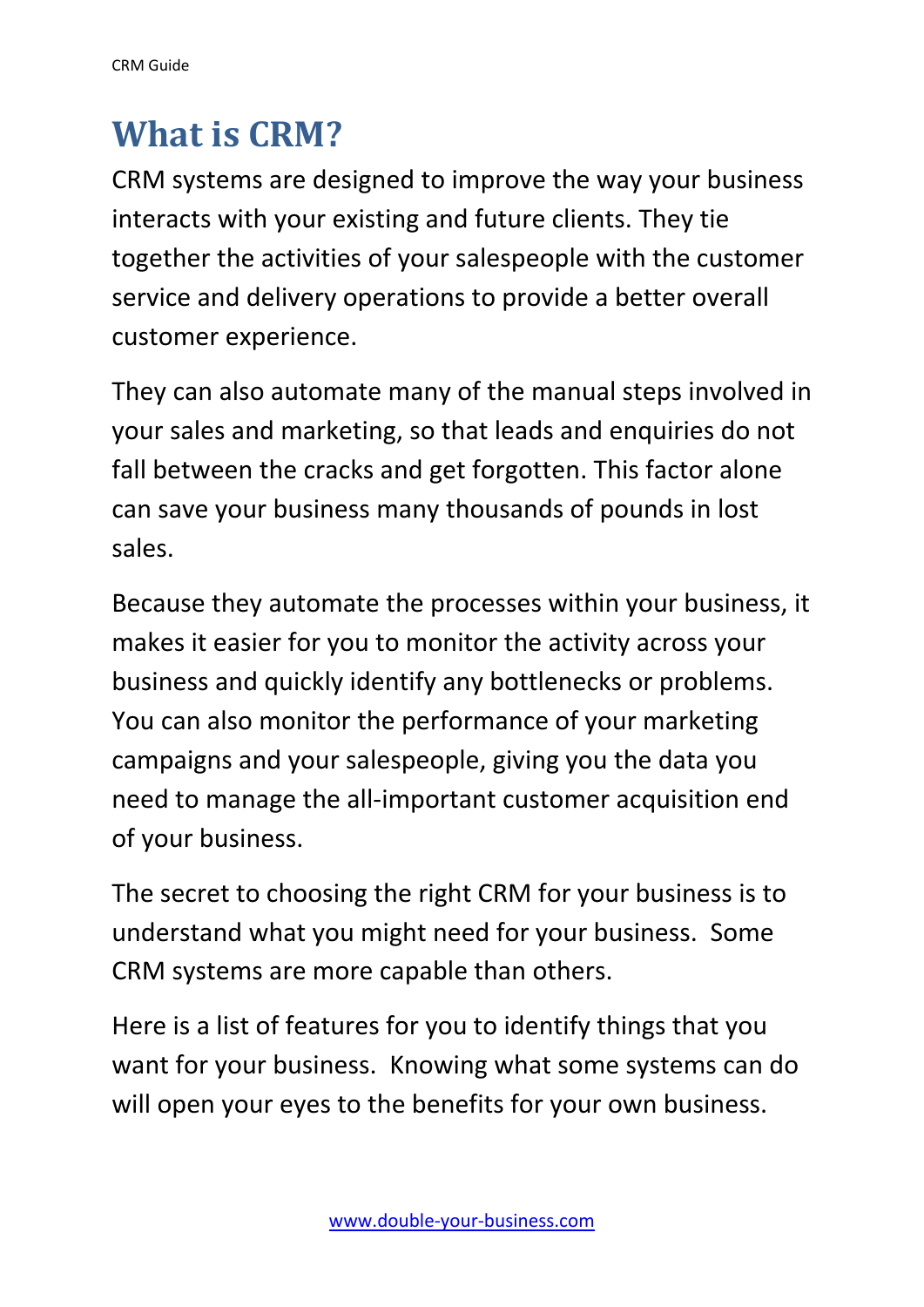# What is CRM?

CRM systems are designed to improve the way your business interacts with your existing and future clients. They tie together the activities of your salespeople with the customer service and delivery operations to provide a better overall customer experience.

They can also automate many of the manual steps involved in your sales and marketing, so that leads and enquiries do not fall between the cracks and get forgotten. This factor alone can save your business many thousands of pounds in lost sales.

Because they automate the processes within your business, it makes it easier for you to monitor the activity across your business and quickly identify any bottlenecks or problems. You can also monitor the performance of your marketing campaigns and your salespeople, giving you the data you need to manage the all-important customer acquisition end of your business.

The secret to choosing the right CRM for your business is to understand what you might need for your business. Some CRM systems are more capable than others.

Here is a list of features for you to identify things that you want for your business. Knowing what some systems can do will open your eyes to the benefits for your own business.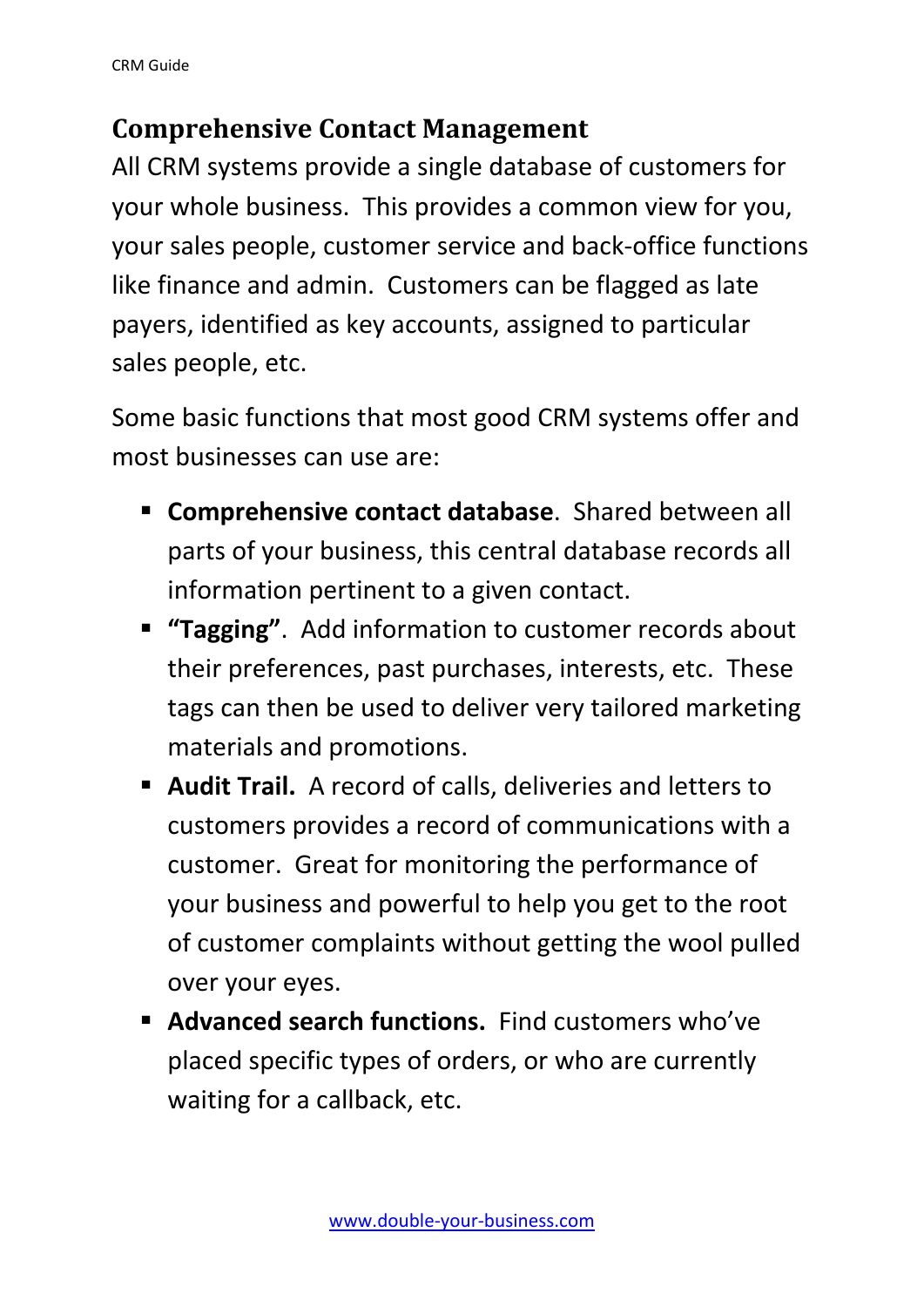## Comprehensive Contact Management

All CRM systems provide a single database of customers for your whole business. This provides a common view for you, your sales people, customer service and back-office functions like finance and admin. Customers can be flagged as late payers, identified as key accounts, assigned to particular sales people, etc.

Some basic functions that most good CRM systems offer and most businesses can use are:

- **Comprehensive contact database**. Shared between all parts of your business, this central database records all information pertinent to a given contact.
- **"Tagging"**. Add information to customer records about their preferences, past purchases, interests, etc. These tags can then be used to deliver very tailored marketing materials and promotions.
- **Audit Trail.** A record of calls, deliveries and letters to customers provides a record of communications with a customer. Great for monitoring the performance of your business and powerful to help you get to the root of customer complaints without getting the wool pulled over your eyes.
- **Advanced search functions.** Find customers who've placed specific types of orders, or who are currently waiting for a callback, etc.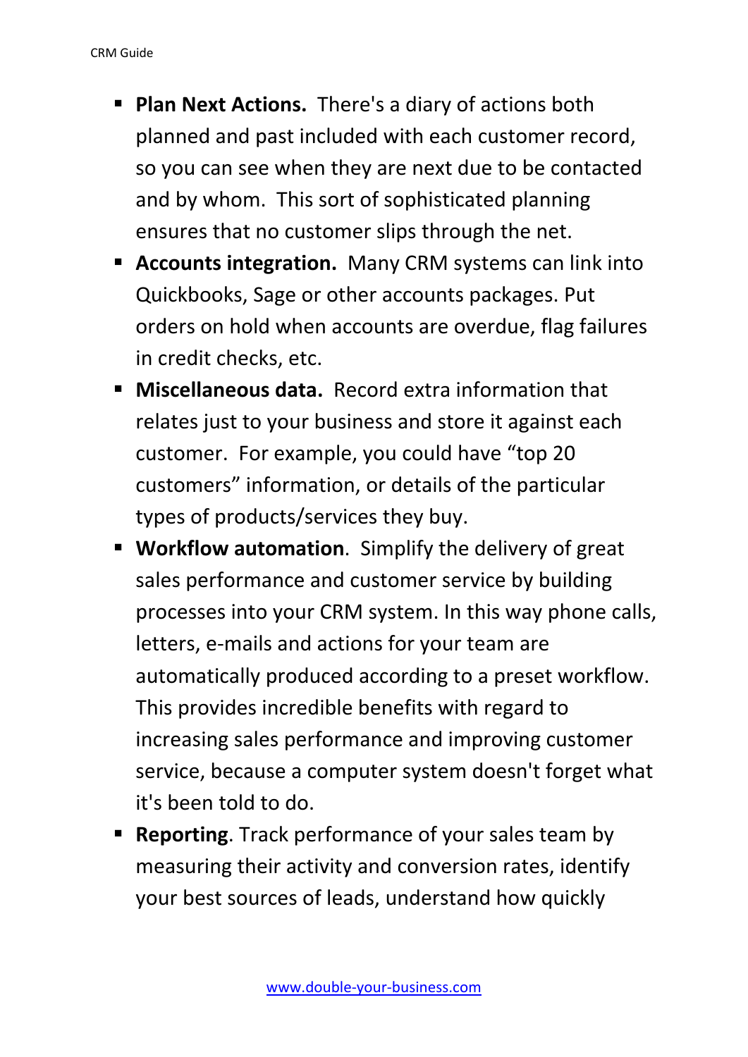- **Plan Next Actions.** There's a diary of actions both planned and past included with each customer record, so you can see when they are next due to be contacted and by whom. This sort of sophisticated planning ensures that no customer slips through the net.
- **Accounts integration.** Many CRM systems can link into Quickbooks, Sage or other accounts packages. Put orders on hold when accounts are overdue, flag failures in credit checks, etc.
- **Miscellaneous data.** Record extra information that relates just to your business and store it against each customer. For example, you could have "top 20 customers" information, or details of the particular types of products/services they buy.
- **Workflow automation**. Simplify the delivery of great sales performance and customer service by building processes into your CRM system. In this way phone calls, letters, e-mails and actions for your team are automatically produced according to a preset workflow. This provides incredible benefits with regard to increasing sales performance and improving customer service, because a computer system doesn't forget what it's been told to do.
- **Reporting**. Track performance of your sales team by measuring their activity and conversion rates, identify your best sources of leads, understand how quickly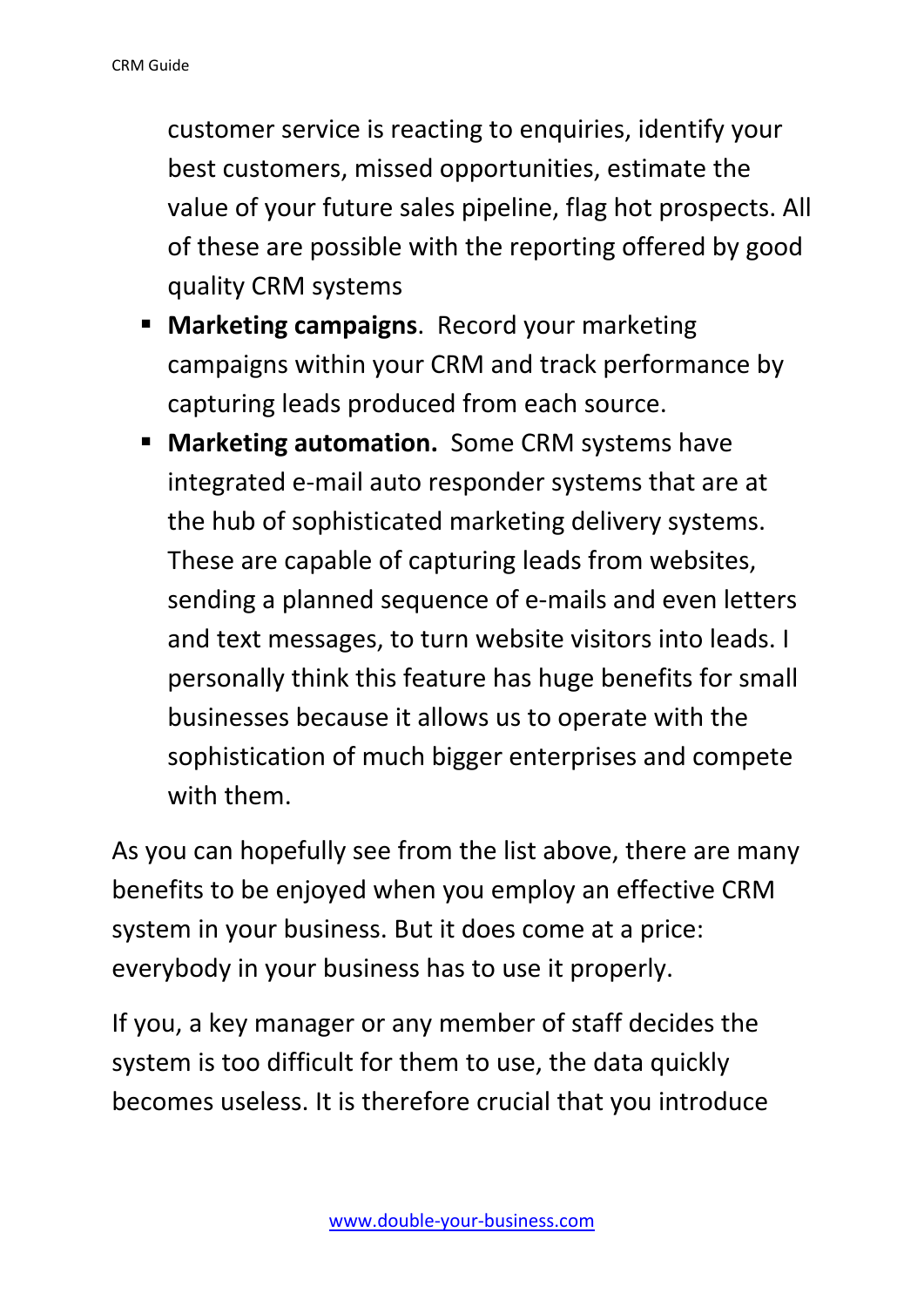customer service is reacting to enquiries, identify your best customers, missed opportunities, estimate the value of your future sales pipeline, flag hot prospects. All of these are possible with the reporting offered by good quality CRM systems

- **Marketing campaigns**. Record your marketing campaigns within your CRM and track performance by capturing leads produced from each source.
- **Marketing automation.** Some CRM systems have integrated e-mail auto responder systems that are at the hub of sophisticated marketing delivery systems. These are capable of capturing leads from websites, sending a planned sequence of e-mails and even letters and text messages, to turn website visitors into leads. I personally think this feature has huge benefits for small businesses because it allows us to operate with the sophistication of much bigger enterprises and compete with them.

As you can hopefully see from the list above, there are many benefits to be enjoyed when you employ an effective CRM system in your business. But it does come at a price: everybody in your business has to use it properly.

If you, a key manager or any member of staff decides the system is too difficult for them to use, the data quickly becomes useless. It is therefore crucial that you introduce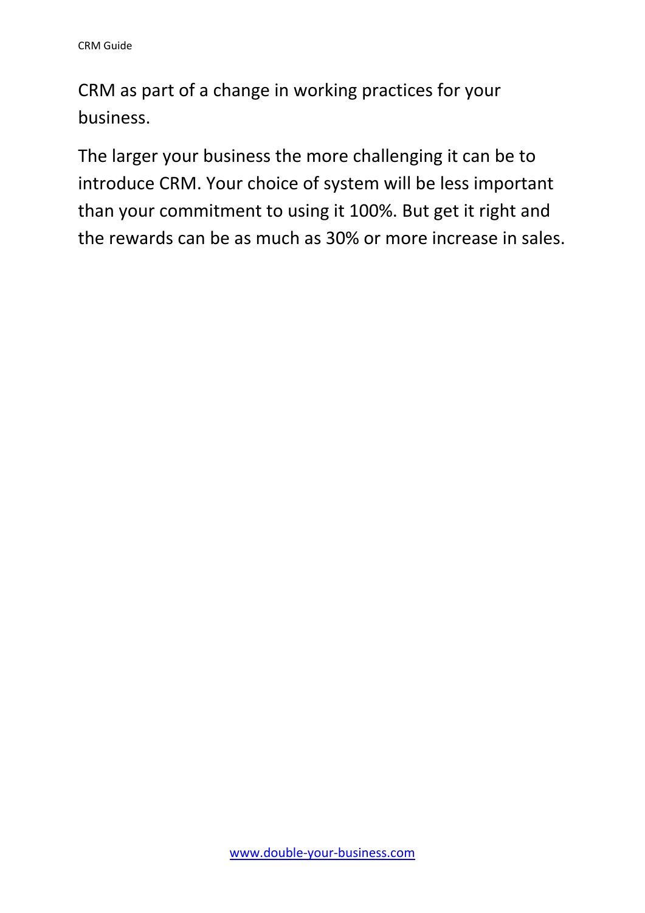CRM as part of a change in working practices for your business.

The larger your business the more challenging it can be to introduce CRM. Your choice of system will be less important than your commitment to using it 100%. But get it right and the rewards can be as much as 30% or more increase in sales.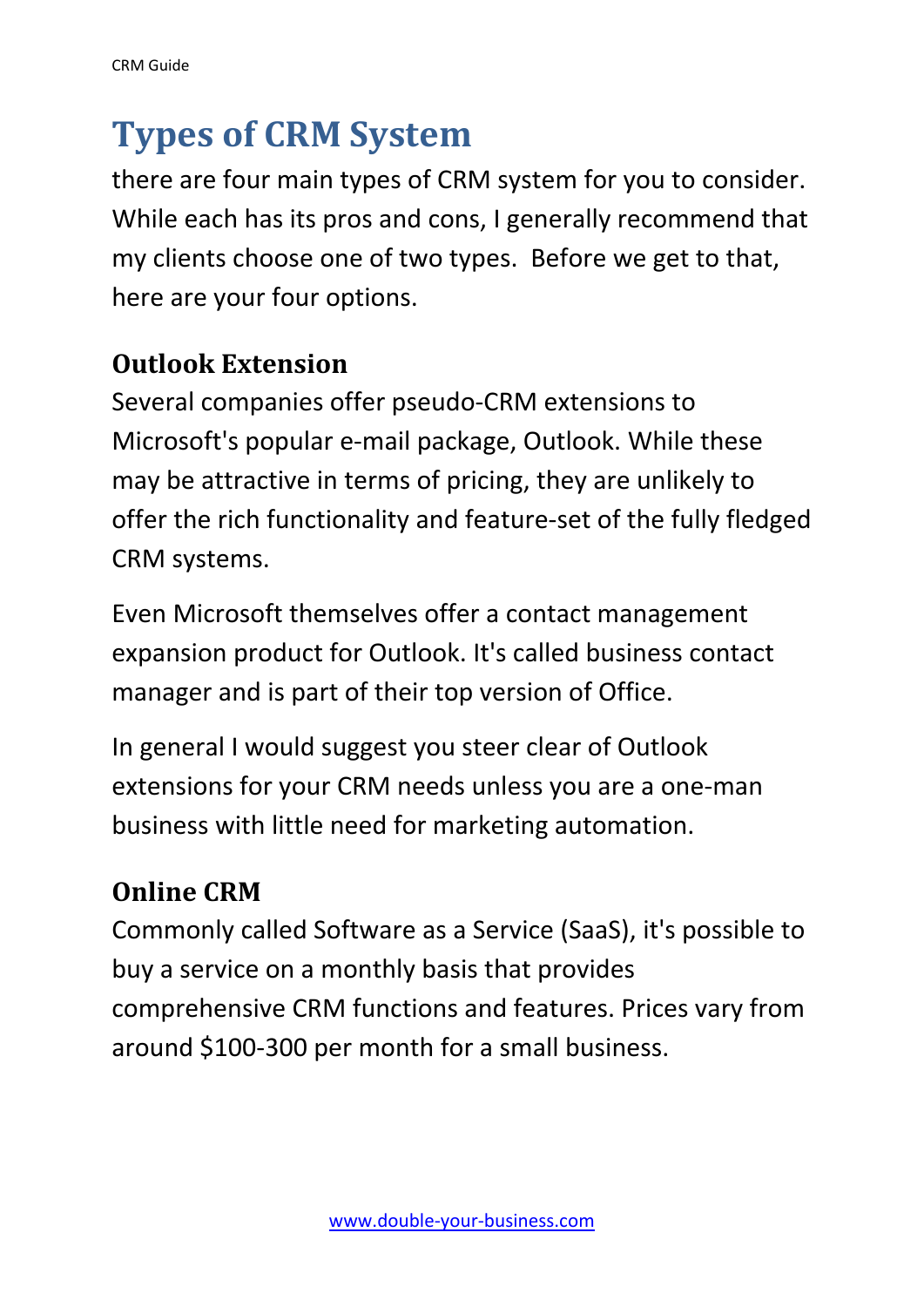# Types of CRM System

there are four main types of CRM system for you to consider. While each has its pros and cons, I generally recommend that my clients choose one of two types.  Before we get to that, here are your four options.

## Outlook Extension

Several companies offer pseudo-CRM extensions to Microsoft's popular e-mail package, Outlook. While these may be attractive in terms of pricing, they are unlikely to offer the rich functionality and feature-set of the fully fledged CRM systems.

Even Microsoft themselves offer a contact management expansion product for Outlook. It's called business contact manager and is part of their top version of Office.

In general I would suggest you steer clear of Outlook extensions for your CRM needs unless you are a one-man business with little need for marketing automation.

## Online CRM

Commonly called Software as a Service (SaaS), it's possible to buy a service on a monthly basis that provides comprehensive CRM functions and features. Prices vary from around $100-300 per month for a small business.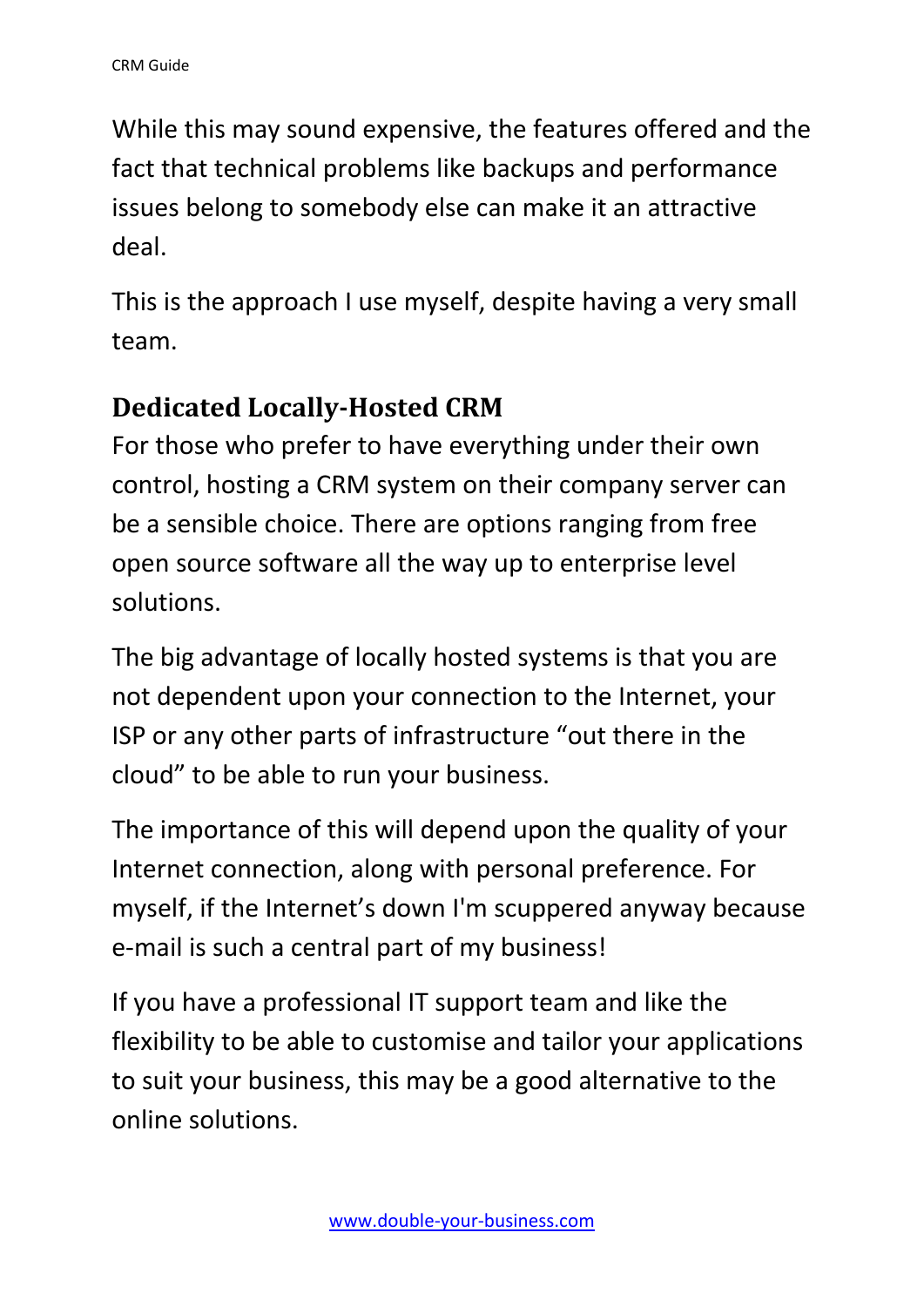While this may sound expensive, the features offered and the fact that technical problems like backups and performance issues belong to somebody else can make it an attractive deal.

This is the approach I use myself, despite having a very small team.

### Dedicated Locally-Hosted CRM

For those who prefer to have everything under their own control, hosting a CRM system on their company server can be a sensible choice. There are options ranging from free open source software all the way up to enterprise level solutions.

The big advantage of locally hosted systems is that you are not dependent upon your connection to the Internet, your ISP or any other parts of infrastructure "out there in the cloud" to be able to run your business.

The importance of this will depend upon the quality of your Internet connection, along with personal preference. For myself, if the Internet's down I'm scuppered anyway because e-mail is such a central part of my business!

If you have a professional IT support team and like the flexibility to be able to customise and tailor your applications to suit your business, this may be a good alternative to the online solutions.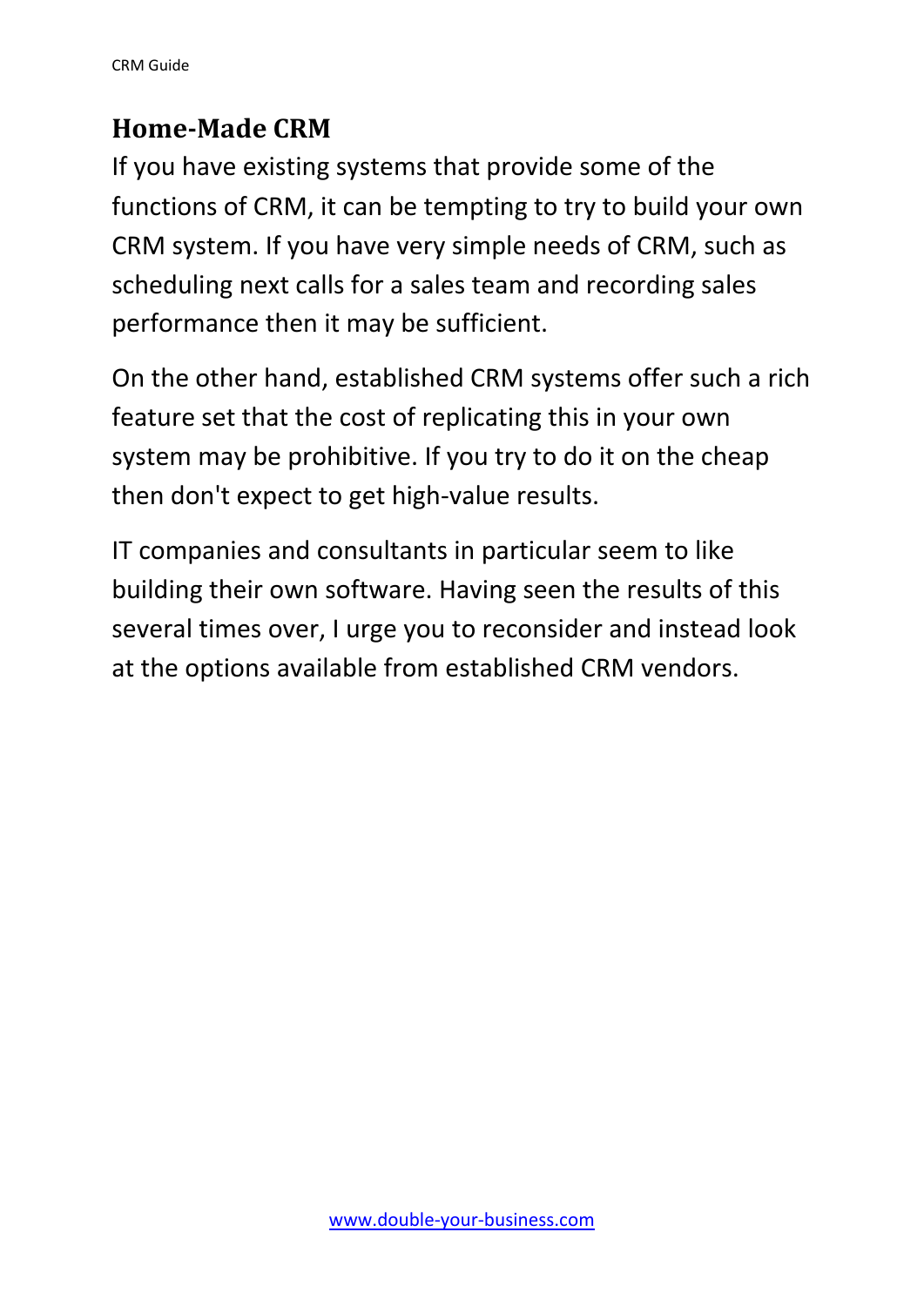## Home-Made CRM

If you have existing systems that provide some of the functions of CRM, it can be tempting to try to build your own CRM system. If you have very simple needs of CRM, such as scheduling next calls for a sales team and recording sales performance then it may be sufficient.

On the other hand, established CRM systems offer such a rich feature set that the cost of replicating this in your own system may be prohibitive. If you try to do it on the cheap then don't expect to get high-value results.

IT companies and consultants in particular seem to like building their own software. Having seen the results of this several times over, I urge you to reconsider and instead look at the options available from established CRM vendors.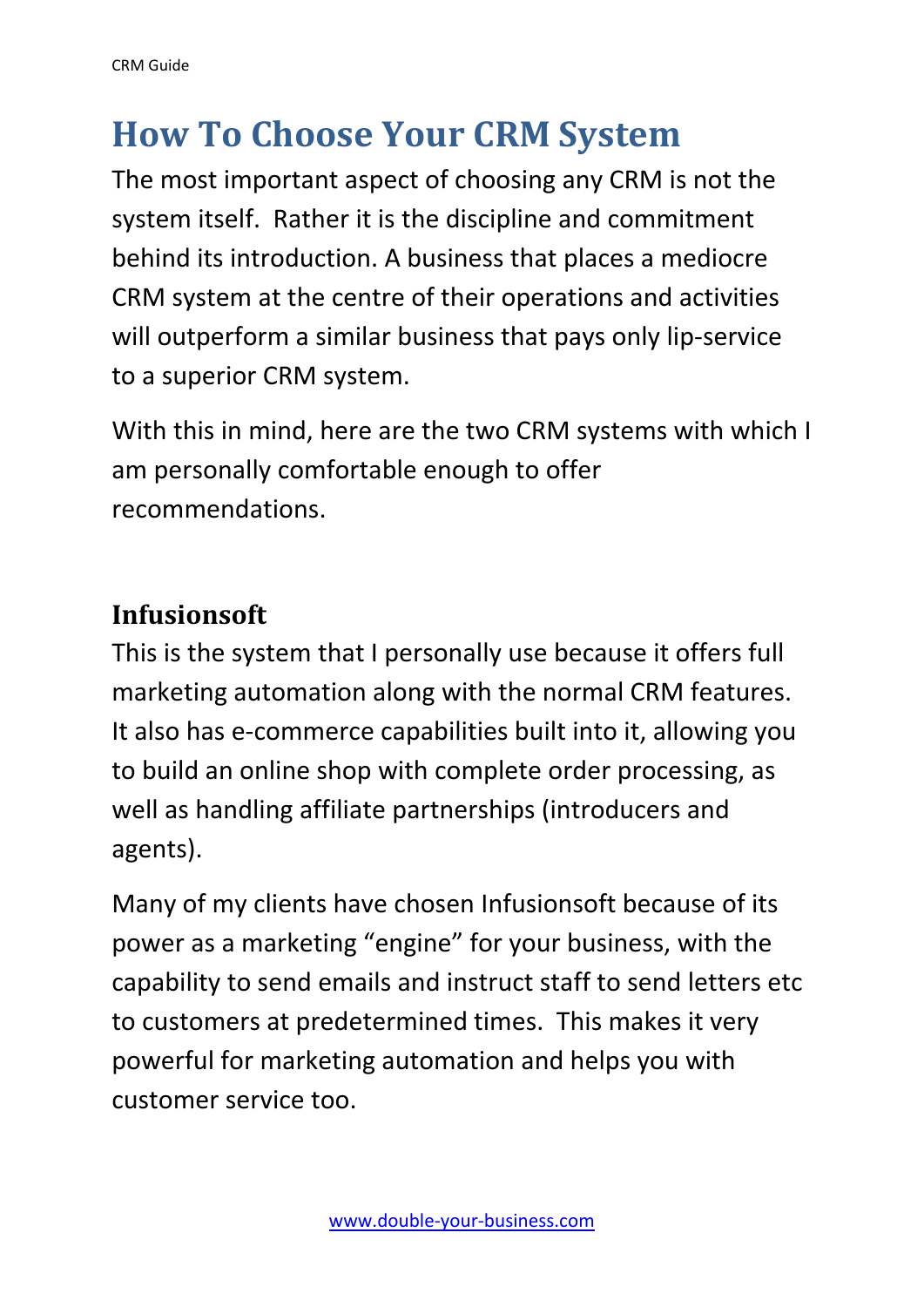# How To Choose Your CRM System

The most important aspect of choosing any CRM is not the system itself. Rather it is the discipline and commitment behind its introduction. A business that places a mediocre CRM system at the centre of their operations and activities will outperform a similar business that pays only lip-service to a superior CRM system.

With this in mind, here are the two CRM systems with which I am personally comfortable enough to offer recommendations.

## Infusionsoft

This is the system that I personally use because it offers full marketing automation along with the normal CRM features. It also has e-commerce capabilities built into it, allowing you to build an online shop with complete order processing, as well as handling affiliate partnerships (introducers and agents).

Many of my clients have chosen Infusionsoft because of its power as a marketing "engine" for your business, with the capability to send emails and instruct staff to send letters etc to customers at predetermined times. This makes it very powerful for marketing automation and helps you with customer service too.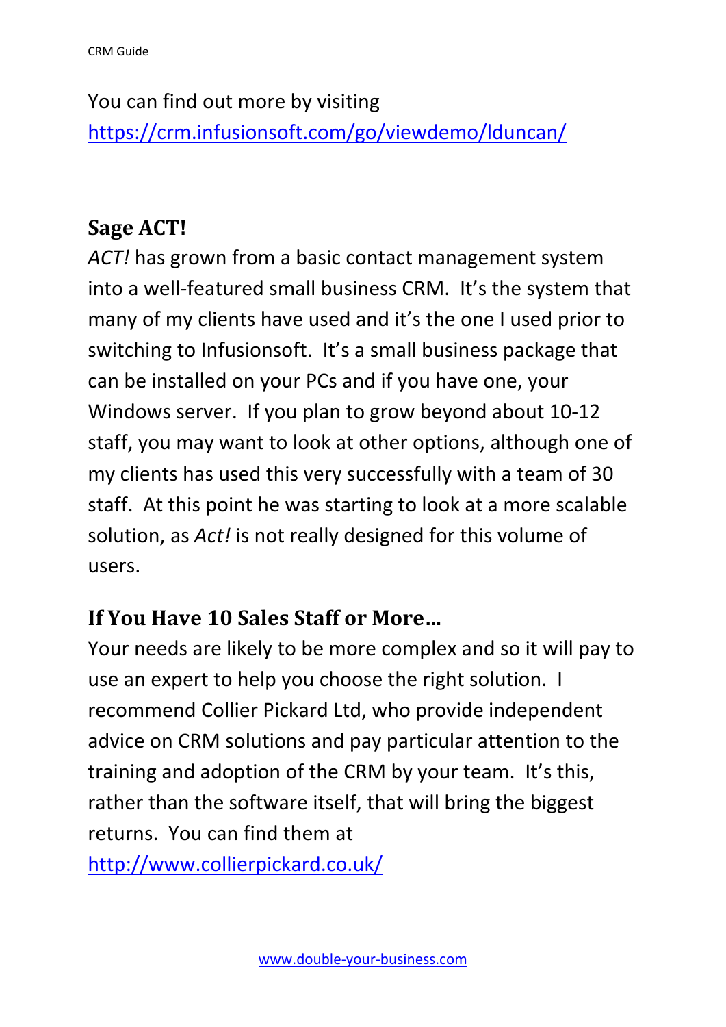You can find out more by visiting
https://crm.infusionsoft.com/go/viewdemo/lduncan/

## Sage ACT!

*ACT!* has grown from a basic contact management system into a well-featured small business CRM. It's the system that many of my clients have used and it's the one I used prior to switching to Infusionsoft. It's a small business package that can be installed on your PCs and if you have one, your Windows server. If you plan to grow beyond about 10-12 staff, you may want to look at other options, although one of my clients has used this very successfully with a team of 30 staff. At this point he was starting to look at a more scalable solution, as *Act!* is not really designed for this volume of users.

## If You Have 10 Sales Staff or More…

Your needs are likely to be more complex and so it will pay to use an expert to help you choose the right solution. I recommend Collier Pickard Ltd, who provide independent advice on CRM solutions and pay particular attention to the training and adoption of the CRM by your team. It's this, rather than the software itself, that will bring the biggest returns. You can find them at
http://www.collierpickard.co.uk/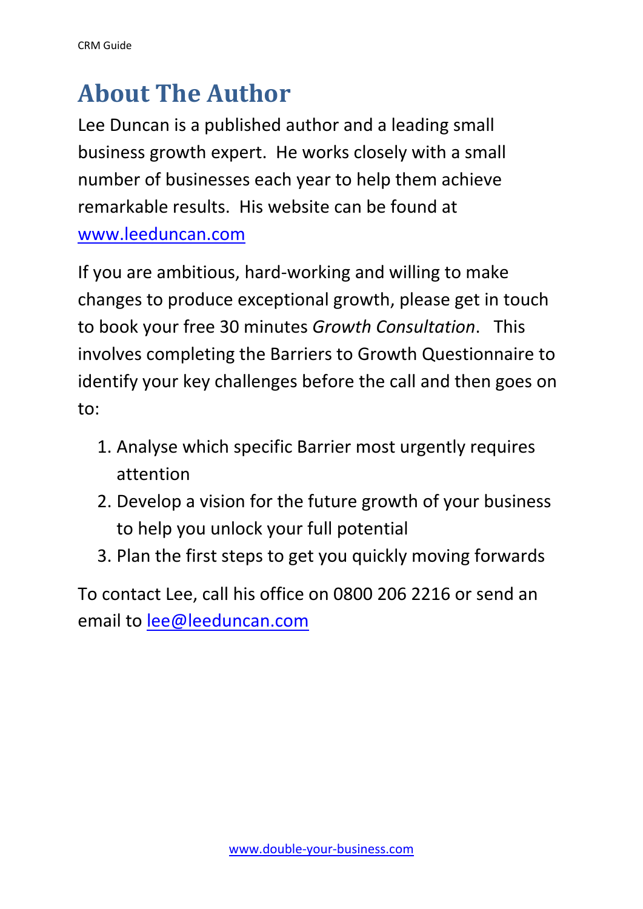# About The Author

Lee Duncan is a published author and a leading small business growth expert. He works closely with a small number of businesses each year to help them achieve remarkable results. His website can be found at [www.leeduncan.com](http://www.leeduncan.com)

If you are ambitious, hard-working and willing to make changes to produce exceptional growth, please get in touch to book your free 30 minutes *Growth Consultation*. This involves completing the Barriers to Growth Questionnaire to identify your key challenges before the call and then goes on to:

1. Analyse which specific Barrier most urgently requires attention
2. Develop a vision for the future growth of your business to help you unlock your full potential
3. Plan the first steps to get you quickly moving forwards

To contact Lee, call his office on 0800 206 2216 or send an email to [lee@leeduncan.com](mailto:lee@leeduncan.com)